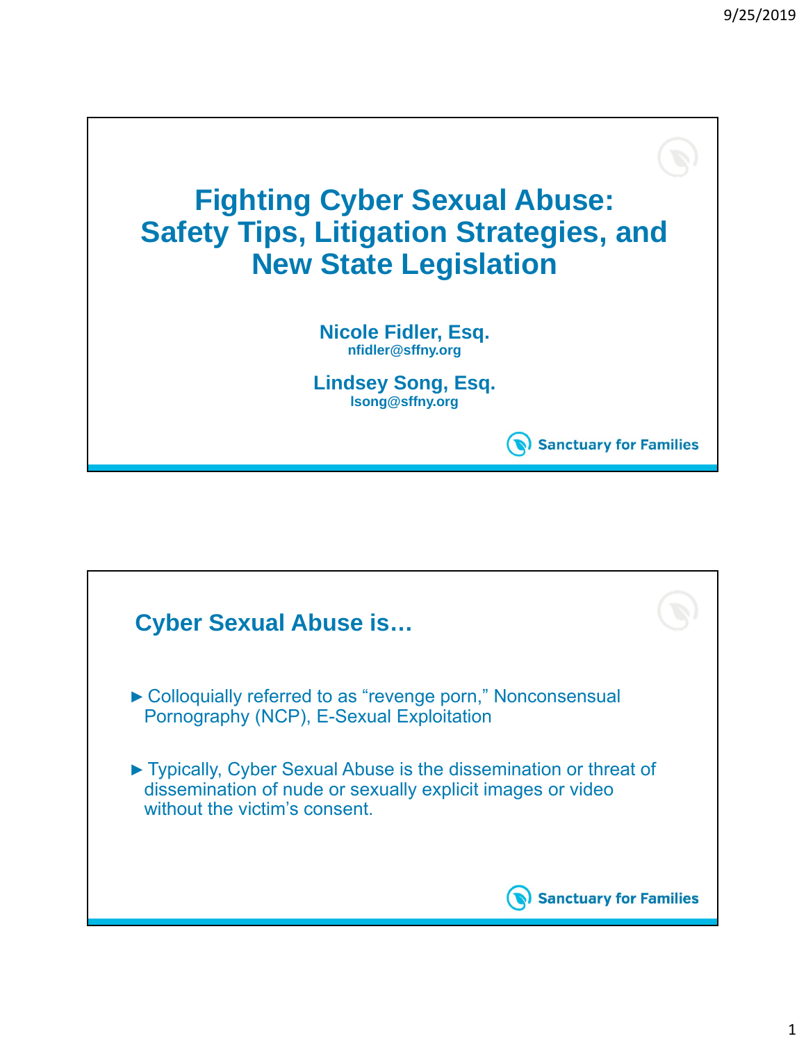# Fighting Cyber Sexual Abuse: Safety Tips, Litigation Strategies, and New State Legislation

**Nicole Fidler, Esq.**
nfidler@sffny.org

**Lindsey Song, Esq.**
lsong@sffny.org

Sanctuary for Families

## Cyber Sexual Abuse is…

- Colloquially referred to as "revenge porn," Nonconsensual Pornography (NCP), E-Sexual Exploitation

- Typically, Cyber Sexual Abuse is the dissemination or threat of dissemination of nude or sexually explicit images or video without the victim's consent.

Sanctuary for Families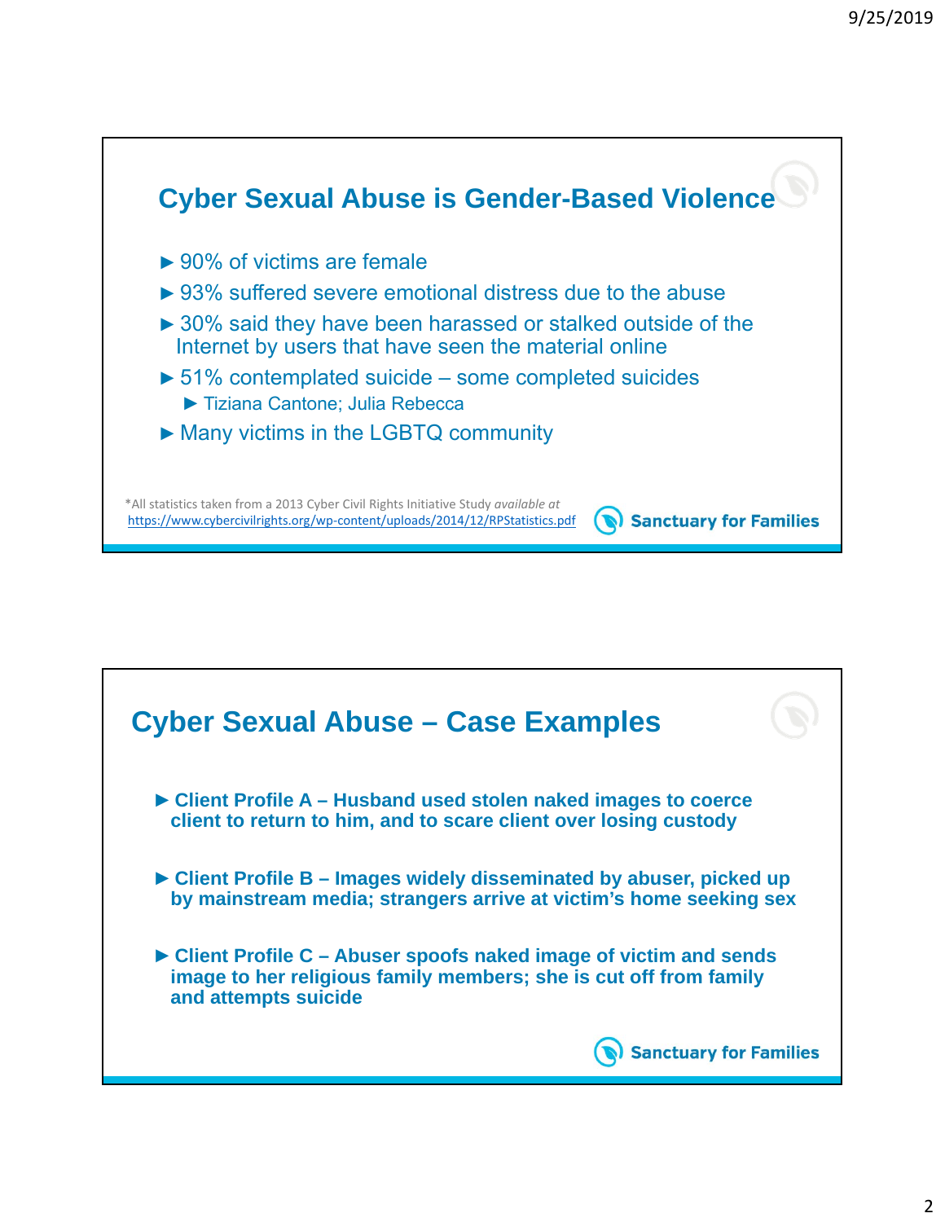## Cyber Sexual Abuse is Gender-Based Violence

- 90% of victims are female
- 93% suffered severe emotional distress due to the abuse
- 30% said they have been harassed or stalked outside of the Internet by users that have seen the material online
- 51% contemplated suicide – some completed suicides
  - Tiziana Cantone; Julia Rebecca
- Many victims in the LGBTQ community

*All statistics taken from a 2013 Cyber Civil Rights Initiative Study *available at* https://www.cybercivilrights.org/wp-content/uploads/2014/12/RPStatistics.pdf

Sanctuary for Families

## Cyber Sexual Abuse – Case Examples

- **Client Profile A – Husband used stolen naked images to coerce client to return to him, and to scare client over losing custody**
- **Client Profile B – Images widely disseminated by abuser, picked up by mainstream media; strangers arrive at victim's home seeking sex**
- **Client Profile C – Abuser spoofs naked image of victim and sends image to her religious family members; she is cut off from family and attempts suicide**

Sanctuary for Families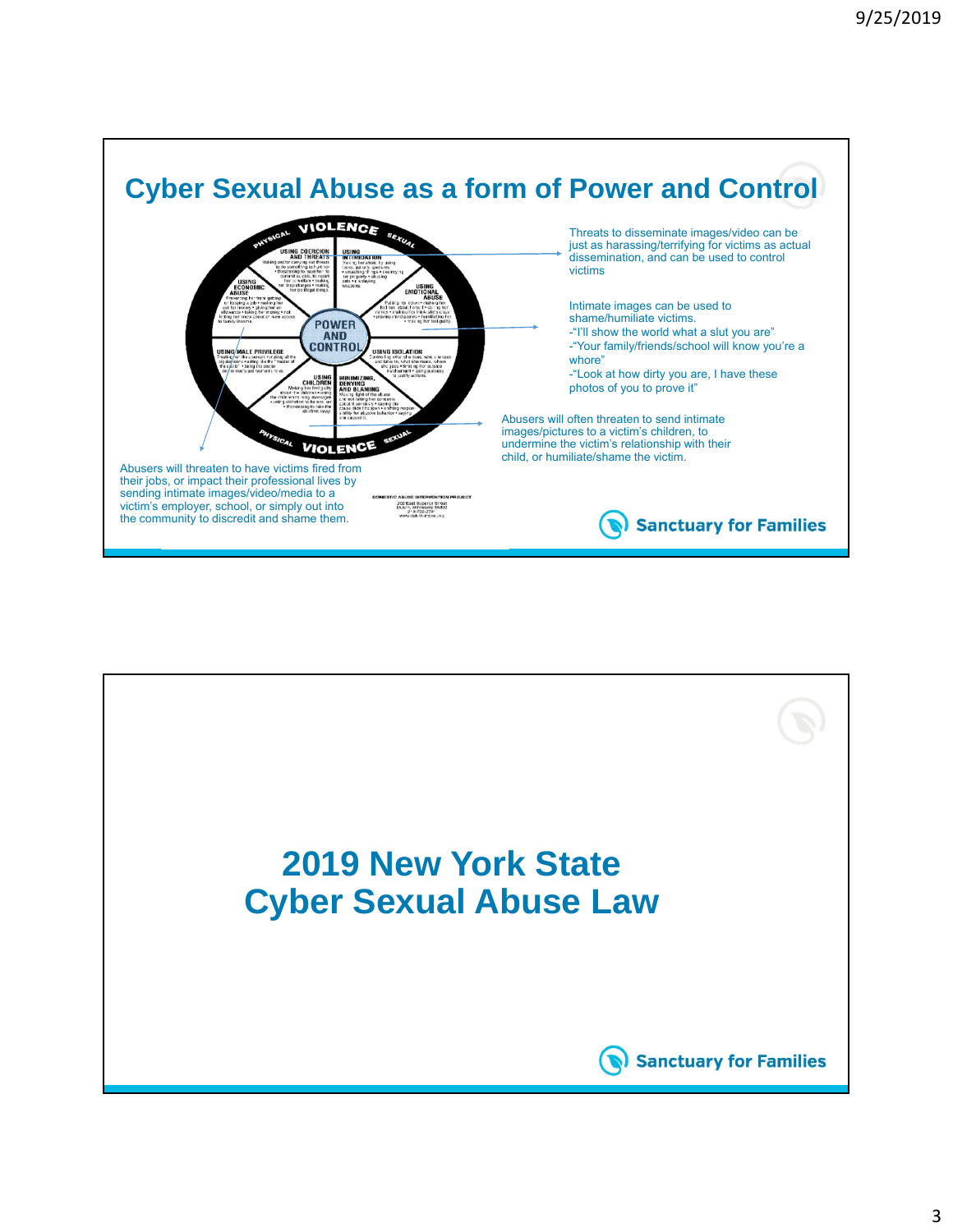## Cyber Sexual Abuse as a form of Power and Control

Threats to disseminate images/video can be just as harassing/terrifying for victims as actual dissemination, and can be used to control victims

Intimate images can be used to shame/humiliate victims.
-"I'll show the world what a slut you are"
-"Your family/friends/school will know you're a whore"
-"Look at how dirty you are, I have these photos of you to prove it"

Abusers will often threaten to send intimate images/pictures to a victim's children, to undermine the victim's relationship with their child, or humiliate/shame the victim.

Abusers will threaten to have victims fired from their jobs, or impact their professional lives by sending intimate images/video/media to a victim's employer, school, or simply out into the community to discredit and shame them.

Sanctuary for Families

## 2019 New York State Cyber Sexual Abuse Law

Sanctuary for Families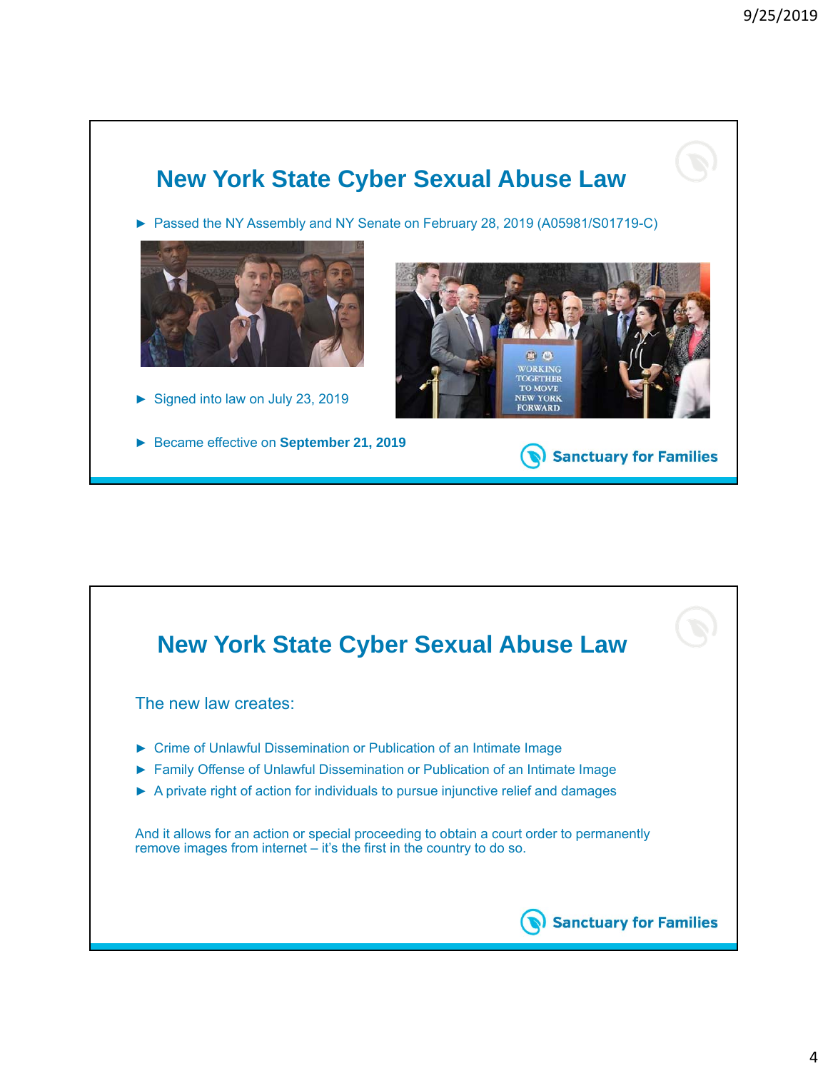## New York State Cyber Sexual Abuse Law

- Passed the NY Assembly and NY Senate on February 28, 2019 (A05981/S01719-C)
- Signed into law on July 23, 2019
- Became effective on **September 21, 2019**

Sanctuary for Families

## New York State Cyber Sexual Abuse Law

The new law creates:

- Crime of Unlawful Dissemination or Publication of an Intimate Image
- Family Offense of Unlawful Dissemination or Publication of an Intimate Image
- A private right of action for individuals to pursue injunctive relief and damages

And it allows for an action or special proceeding to obtain a court order to permanently remove images from internet – it's the first in the country to do so.

Sanctuary for Families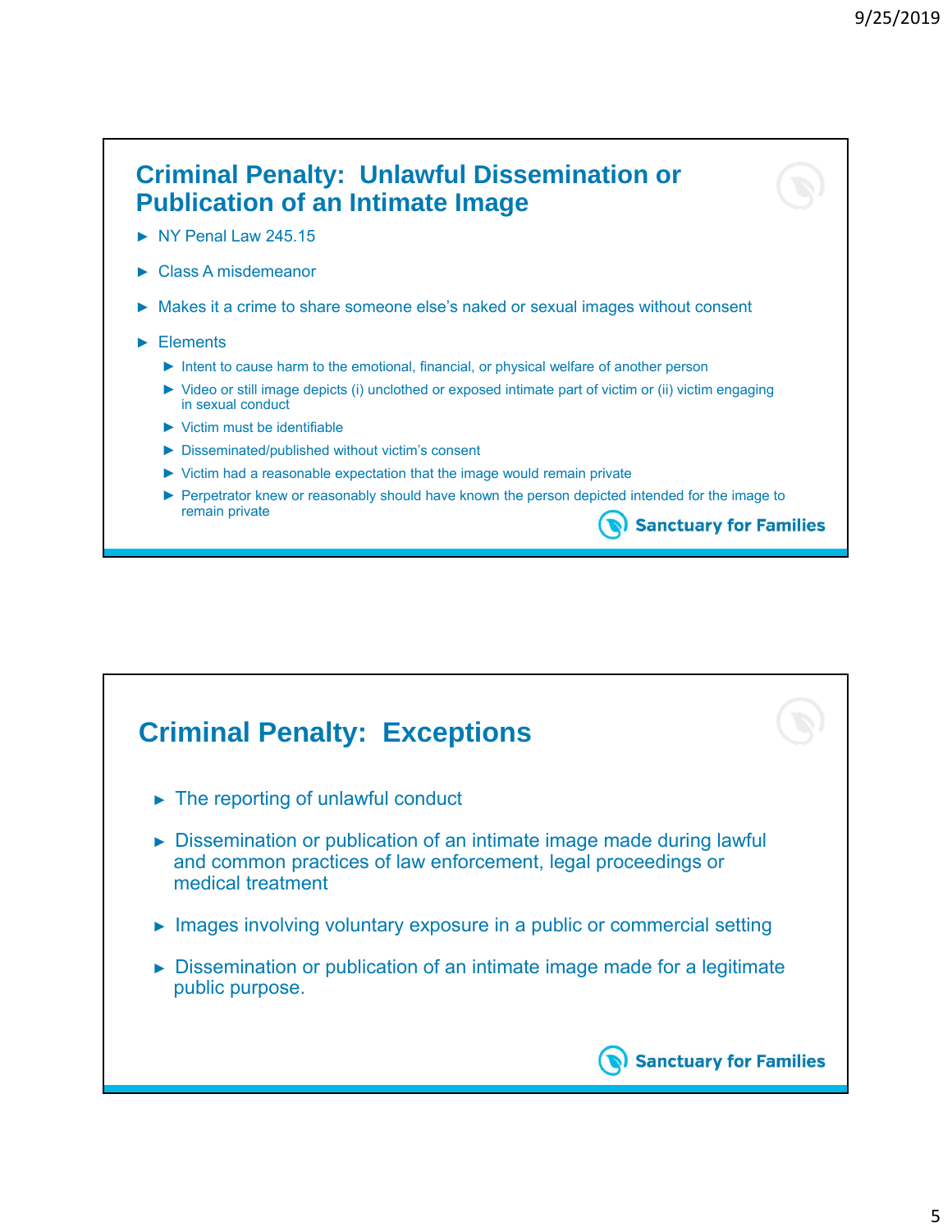## Criminal Penalty: Unlawful Dissemination or Publication of an Intimate Image

- NY Penal Law 245.15
- Class A misdemeanor
- Makes it a crime to share someone else's naked or sexual images without consent
- Elements
  - Intent to cause harm to the emotional, financial, or physical welfare of another person
  - Video or still image depicts (i) unclothed or exposed intimate part of victim or (ii) victim engaging in sexual conduct
  - Victim must be identifiable
  - Disseminated/published without victim's consent
  - Victim had a reasonable expectation that the image would remain private
  - Perpetrator knew or reasonably should have known the person depicted intended for the image to remain private

Sanctuary for Families

## Criminal Penalty: Exceptions

- The reporting of unlawful conduct
- Dissemination or publication of an intimate image made during lawful and common practices of law enforcement, legal proceedings or medical treatment
- Images involving voluntary exposure in a public or commercial setting
- Dissemination or publication of an intimate image made for a legitimate public purpose.

Sanctuary for Families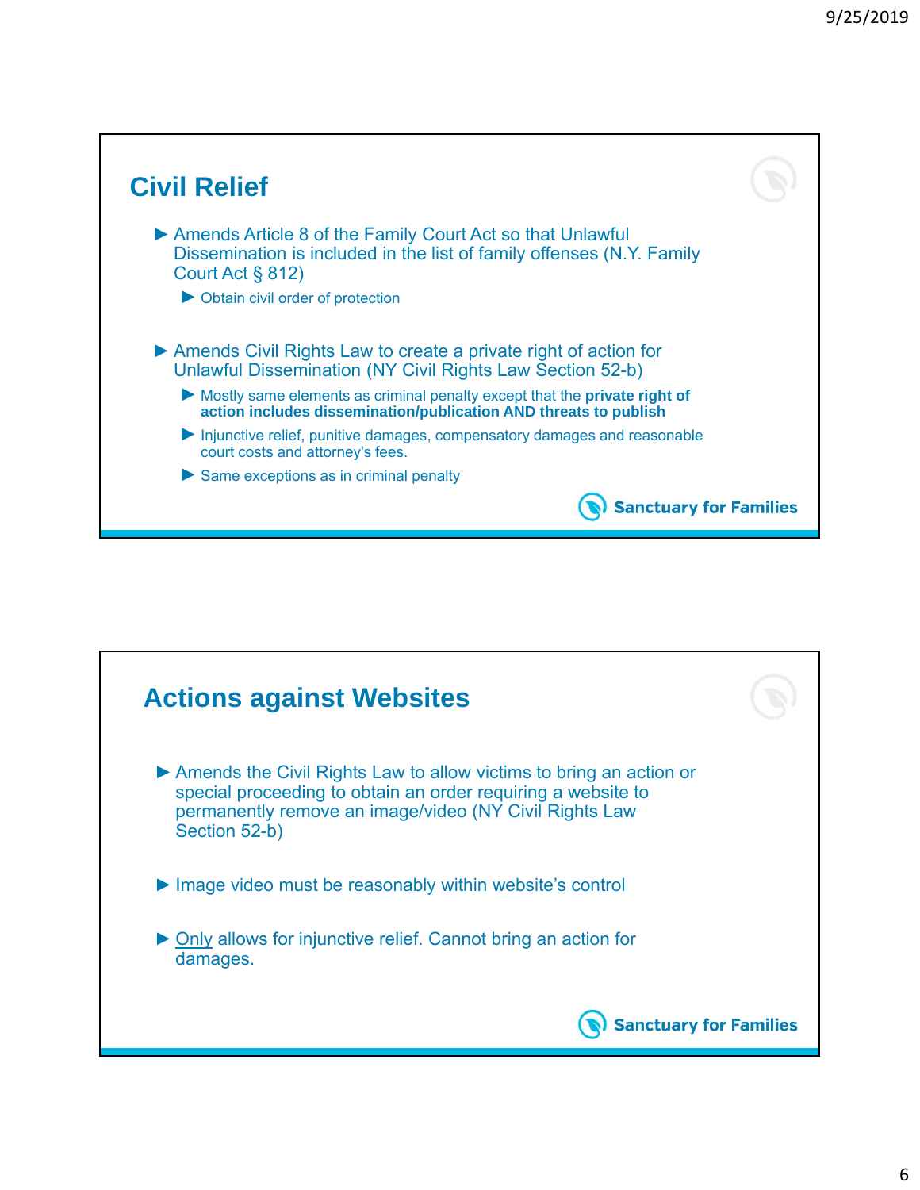## Civil Relief

- Amends Article 8 of the Family Court Act so that Unlawful Dissemination is included in the list of family offenses (N.Y. Family Court Act § 812)
  - Obtain civil order of protection
- Amends Civil Rights Law to create a private right of action for Unlawful Dissemination (NY Civil Rights Law Section 52-b)
  - Mostly same elements as criminal penalty except that the **private right of action includes dissemination/publication AND threats to publish**
  - Injunctive relief, punitive damages, compensatory damages and reasonable court costs and attorney's fees.
  - Same exceptions as in criminal penalty

Sanctuary for Families

## Actions against Websites

- Amends the Civil Rights Law to allow victims to bring an action or special proceeding to obtain an order requiring a website to permanently remove an image/video (NY Civil Rights Law Section 52-b)
- Image video must be reasonably within website's control
- <u>Only</u> allows for injunctive relief. Cannot bring an action for damages.

Sanctuary for Families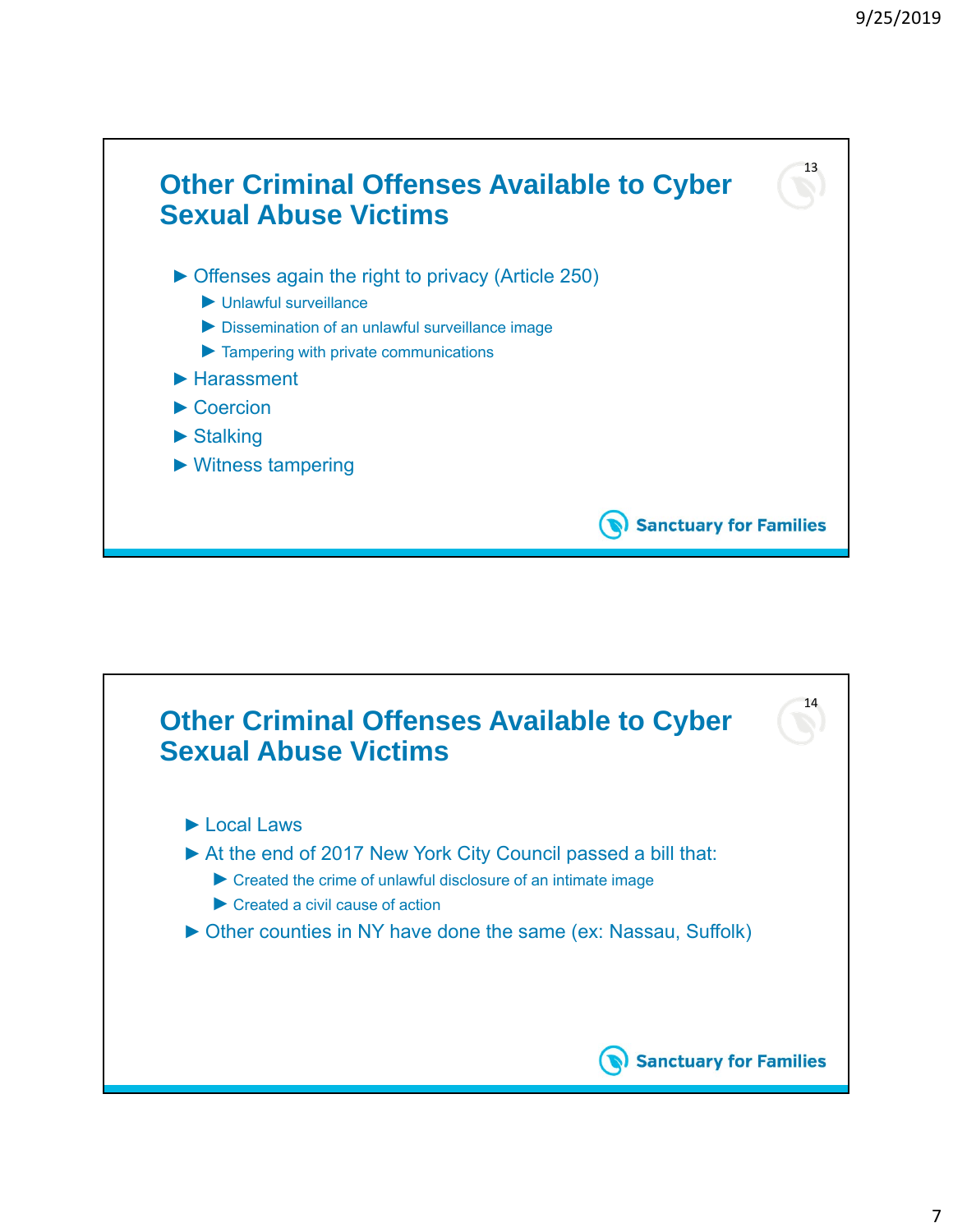## Other Criminal Offenses Available to Cyber Sexual Abuse Victims

- Offenses again the right to privacy (Article 250)
  - Unlawful surveillance
  - Dissemination of an unlawful surveillance image
  - Tampering with private communications
- Harassment
- Coercion
- Stalking
- Witness tampering

Sanctuary for Families

## Other Criminal Offenses Available to Cyber Sexual Abuse Victims

- Local Laws
- At the end of 2017 New York City Council passed a bill that:
  - Created the crime of unlawful disclosure of an intimate image
  - Created a civil cause of action
- Other counties in NY have done the same (ex: Nassau, Suffolk)

Sanctuary for Families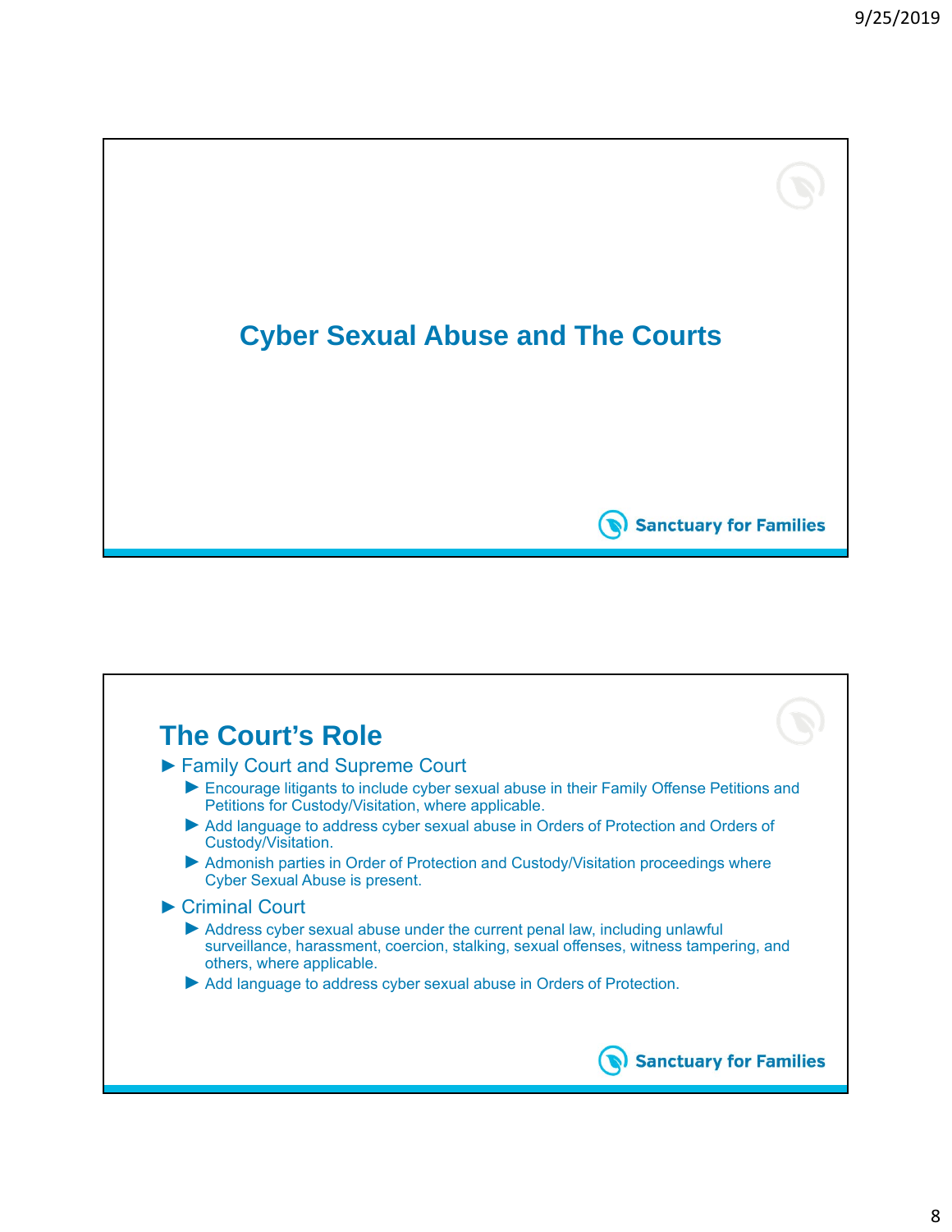# Cyber Sexual Abuse and The Courts

Sanctuary for Families

## The Court's Role

- Family Court and Supreme Court
  - Encourage litigants to include cyber sexual abuse in their Family Offense Petitions and Petitions for Custody/Visitation, where applicable.
  - Add language to address cyber sexual abuse in Orders of Protection and Orders of Custody/Visitation.
  - Admonish parties in Order of Protection and Custody/Visitation proceedings where Cyber Sexual Abuse is present.
- Criminal Court
  - Address cyber sexual abuse under the current penal law, including unlawful surveillance, harassment, coercion, stalking, sexual offenses, witness tampering, and others, where applicable.
  - Add language to address cyber sexual abuse in Orders of Protection.

Sanctuary for Families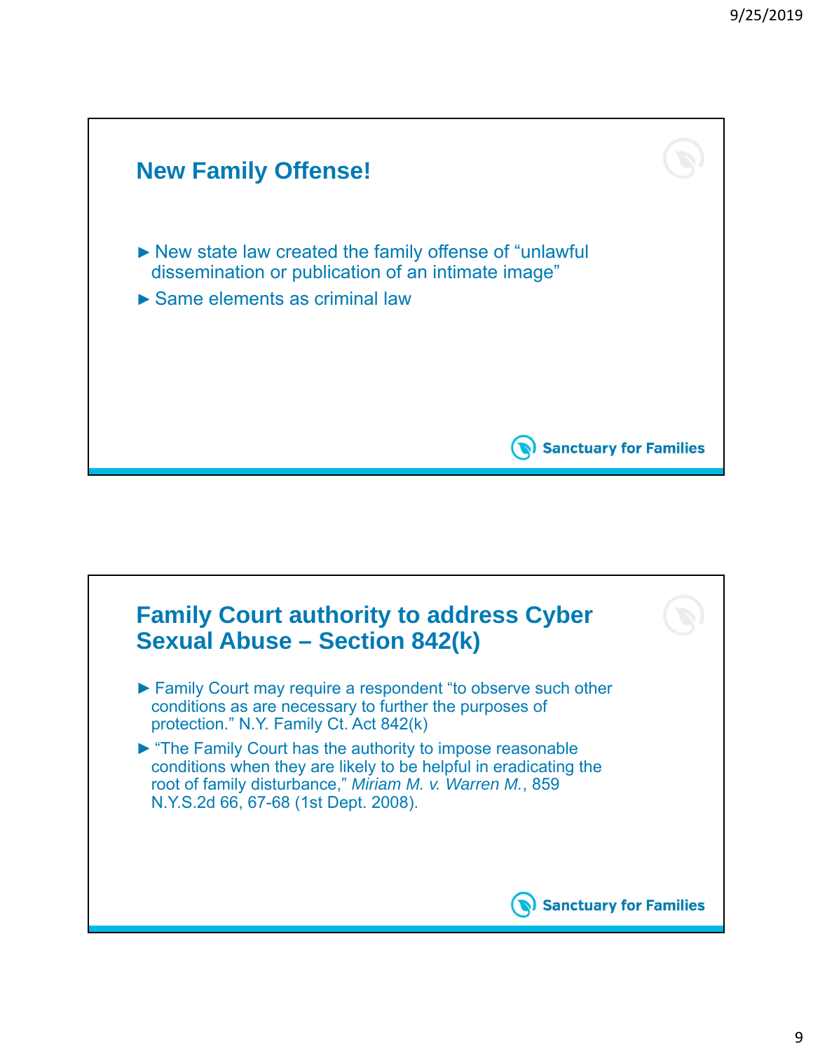## New Family Offense!

- New state law created the family offense of "unlawful dissemination or publication of an intimate image"
- Same elements as criminal law

## Family Court authority to address Cyber Sexual Abuse – Section 842(k)

- Family Court may require a respondent "to observe such other conditions as are necessary to further the purposes of protection." N.Y. Family Ct. Act 842(k)
- "The Family Court has the authority to impose reasonable conditions when they are likely to be helpful in eradicating the root of family disturbance," *Miriam M. v. Warren M.*, 859 N.Y.S.2d 66, 67-68 (1st Dept. 2008).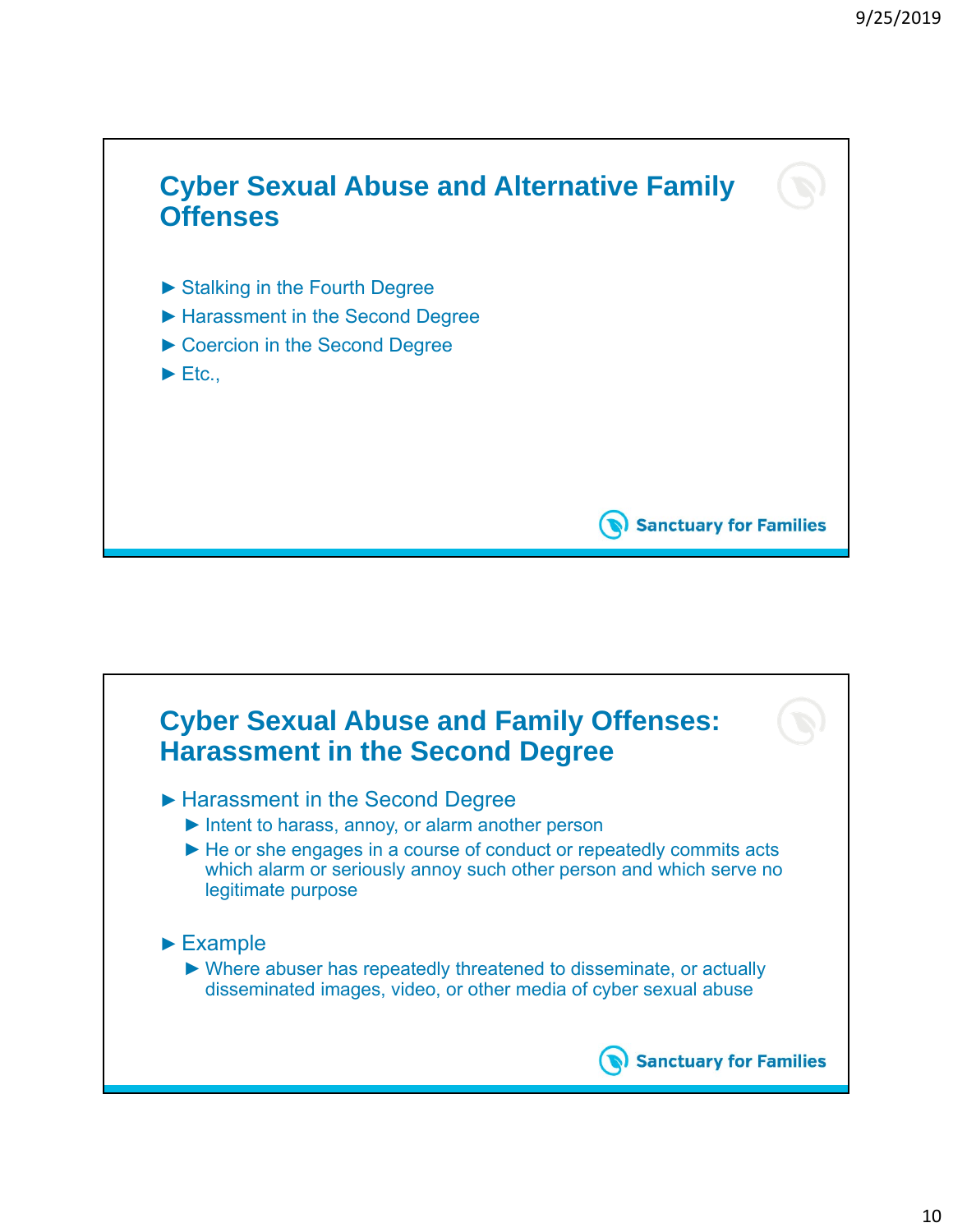## Cyber Sexual Abuse and Alternative Family Offenses

- Stalking in the Fourth Degree
- Harassment in the Second Degree
- Coercion in the Second Degree
- Etc.,

Sanctuary for Families

## Cyber Sexual Abuse and Family Offenses: Harassment in the Second Degree

- Harassment in the Second Degree
  - Intent to harass, annoy, or alarm another person
  - He or she engages in a course of conduct or repeatedly commits acts which alarm or seriously annoy such other person and which serve no legitimate purpose

- Example
  - Where abuser has repeatedly threatened to disseminate, or actually disseminated images, video, or other media of cyber sexual abuse

Sanctuary for Families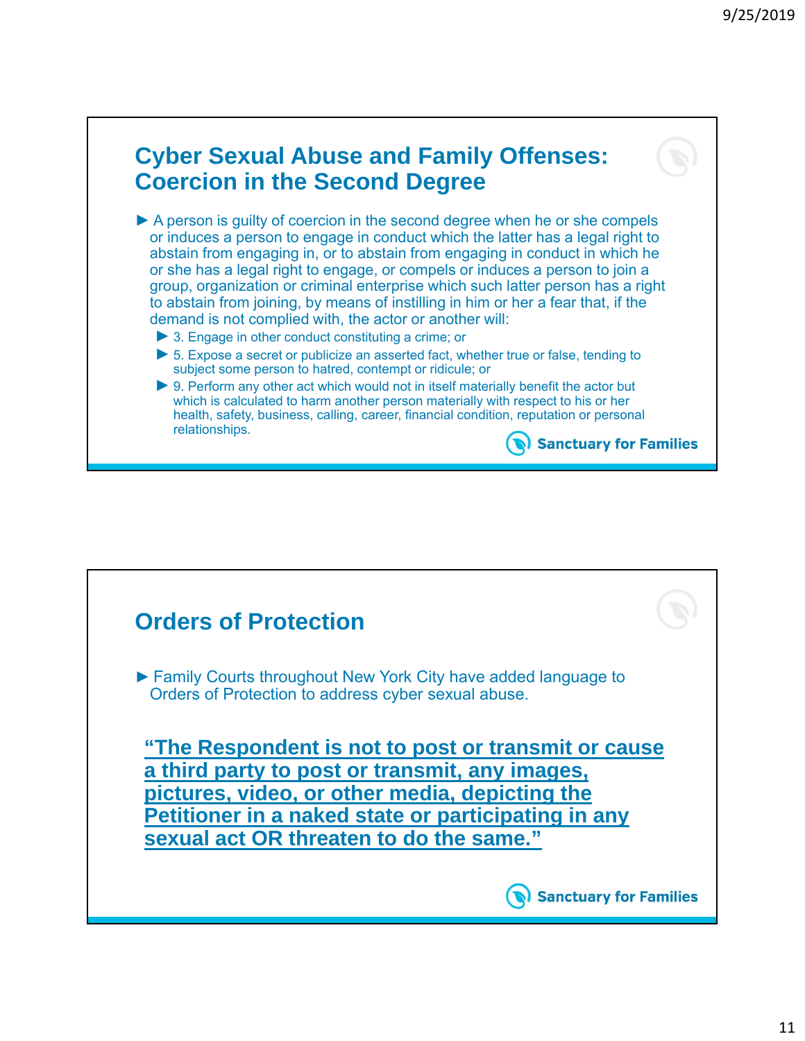## Cyber Sexual Abuse and Family Offenses: Coercion in the Second Degree

- A person is guilty of coercion in the second degree when he or she compels or induces a person to engage in conduct which the latter has a legal right to abstain from engaging in, or to abstain from engaging in conduct in which he or she has a legal right to engage, or compels or induces a person to join a group, organization or criminal enterprise which such latter person has a right to abstain from joining, by means of instilling in him or her a fear that, if the demand is not complied with, the actor or another will:
  - 3. Engage in other conduct constituting a crime; or
  - 5. Expose a secret or publicize an asserted fact, whether true or false, tending to subject some person to hatred, contempt or ridicule; or
  - 9. Perform any other act which would not in itself materially benefit the actor but which is calculated to harm another person materially with respect to his or her health, safety, business, calling, career, financial condition, reputation or personal relationships.

Sanctuary for Families

## Orders of Protection

- Family Courts throughout New York City have added language to Orders of Protection to address cyber sexual abuse.

**“The Respondent is not to post or transmit or cause a third party to post or transmit, any images, pictures, video, or other media, depicting the Petitioner in a naked state or participating in any sexual act OR threaten to do the same.”**

Sanctuary for Families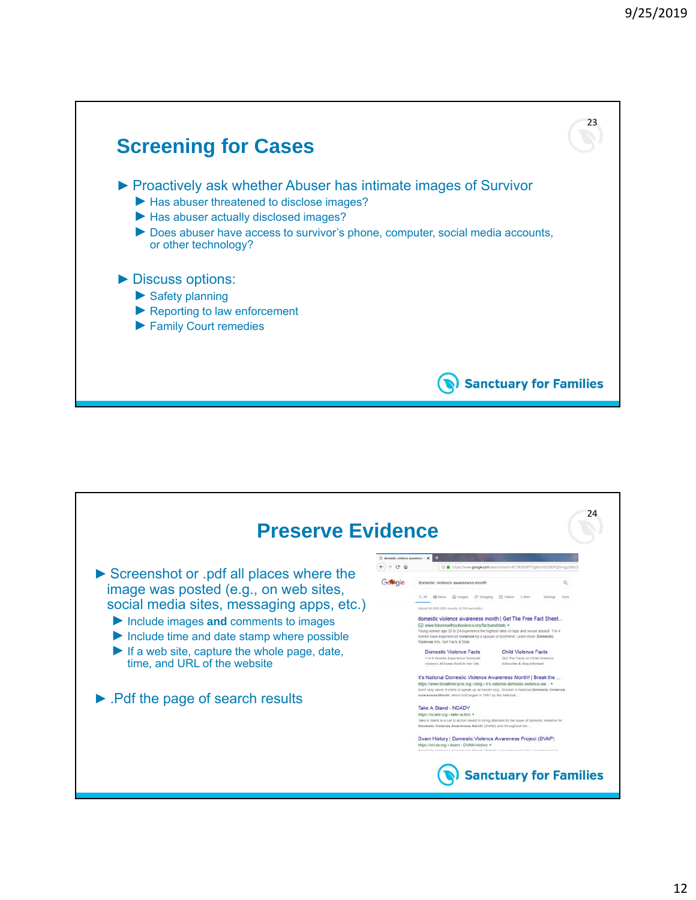## Screening for Cases

- Proactively ask whether Abuser has intimate images of Survivor
  - Has abuser threatened to disclose images?
  - Has abuser actually disclosed images?
  - Does abuser have access to survivor's phone, computer, social media accounts, or other technology?
- Discuss options:
  - Safety planning
  - Reporting to law enforcement
  - Family Court remedies

Sanctuary for Families

## Preserve Evidence

- Screenshot or .pdf all places where the image was posted (e.g., on web sites, social media sites, messaging apps, etc.)
  - Include images **and** comments to images
  - Include time and date stamp where possible
  - If a web site, capture the whole page, date, time, and URL of the website
- .Pdf the page of search results

Sanctuary for Families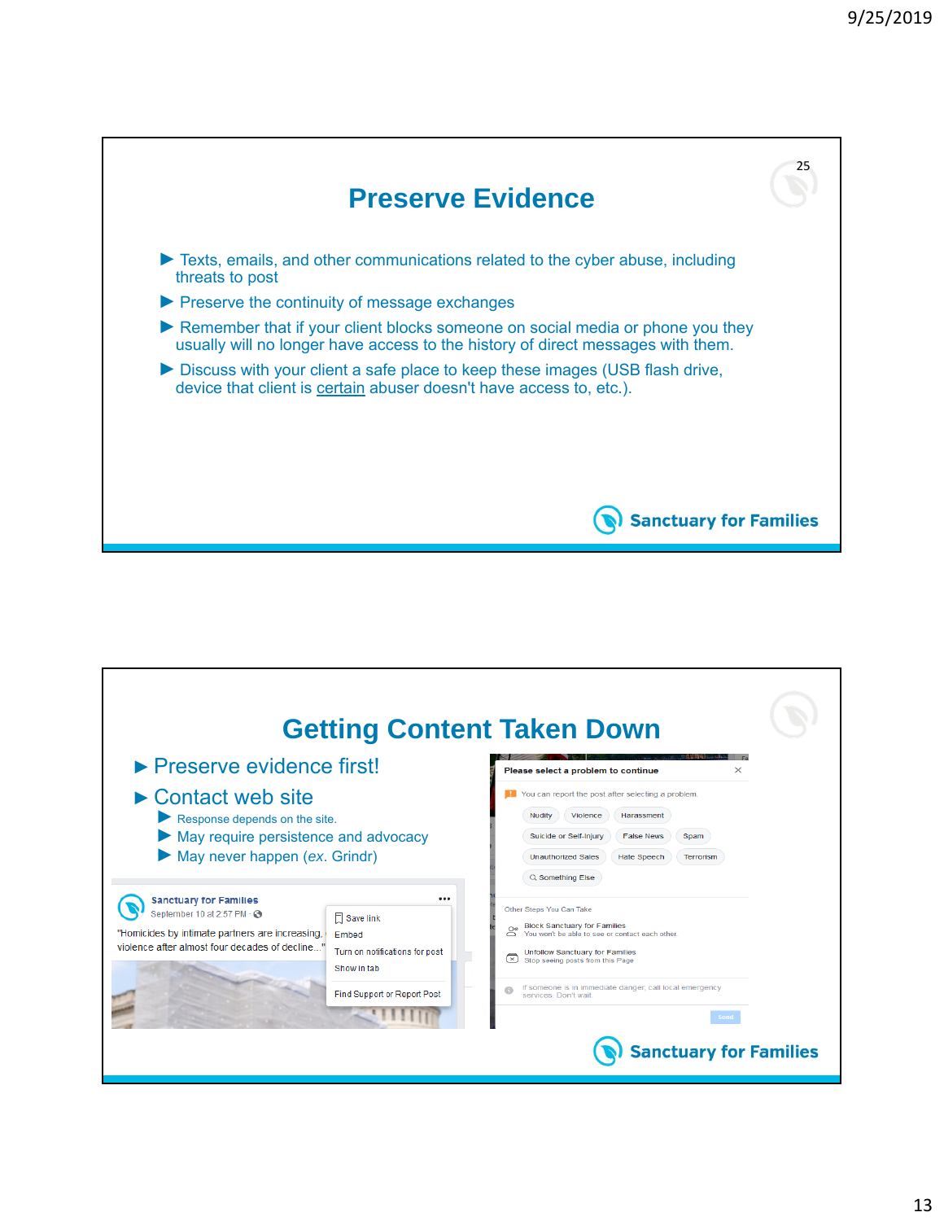## Preserve Evidence

- Texts, emails, and other communications related to the cyber abuse, including threats to post
- Preserve the continuity of message exchanges
- Remember that if your client blocks someone on social media or phone you they usually will no longer have access to the history of direct messages with them.
- Discuss with your client a safe place to keep these images (USB flash drive, device that client is certain abuser doesn't have access to, etc.).

Sanctuary for Families

## Getting Content Taken Down

- Preserve evidence first!
- Contact web site
  - Response depends on the site.
  - May require persistence and advocacy
  - May never happen (*ex.* Grindr)

Sanctuary for Families
September 10 at 2:57 PM

"Homicides by intimate partners are increasing, violence after almost four decades of decline..."

Save link
Embed
Turn on notifications for post
Show in tab
Find Support or Report Post

Please select a problem to continue

You can report the post after selecting a problem.

Nudity | Violence | Harassment | Suicide or Self-Injury | False News | Spam | Unauthorized Sales | Hate Speech | Terrorism | Something Else

Other Steps You Can Take

Block Sanctuary for Families
You won't be able to see or contact each other.

Unfollow Sanctuary for Families
Stop seeing posts from this Page

If someone is in immediate danger, call local emergency services. Don't wait.

Send

Sanctuary for Families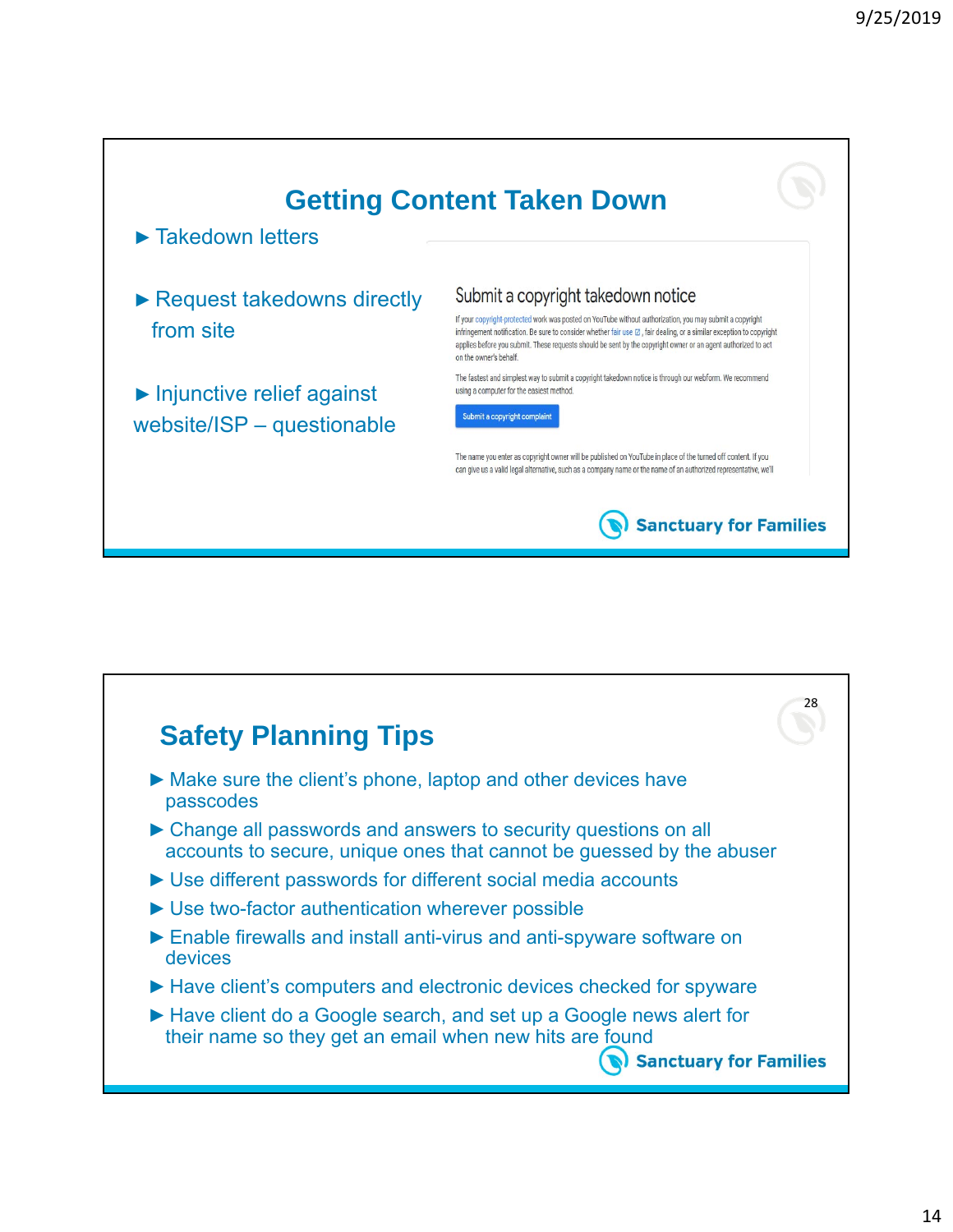## Getting Content Taken Down

- Takedown letters
- Request takedowns directly from site
- Injunctive relief against website/ISP – questionable

Submit a copyright takedown notice

If your copyright-protected work was posted on YouTube without authorization, you may submit a copyright infringement notification. Be sure to consider whether fair use, fair dealing, or a similar exception to copyright applies before you submit. These requests should be sent by the copyright owner or an agent authorized to act on the owner's behalf.

The fastest and simplest way to submit a copyright takedown notice is through our webform. We recommend using a computer for the easiest method.

Submit a copyright complaint

The name you enter as copyright owner will be published on YouTube in place of the turned off content. If you can give us a valid legal alternative, such as a company name or the name of an authorized representative, we'll

Sanctuary for Families

## Safety Planning Tips

- Make sure the client's phone, laptop and other devices have passcodes
- Change all passwords and answers to security questions on all accounts to secure, unique ones that cannot be guessed by the abuser
- Use different passwords for different social media accounts
- Use two-factor authentication wherever possible
- Enable firewalls and install anti-virus and anti-spyware software on devices
- Have client's computers and electronic devices checked for spyware
- Have client do a Google search, and set up a Google news alert for their name so they get an email when new hits are found

Sanctuary for Families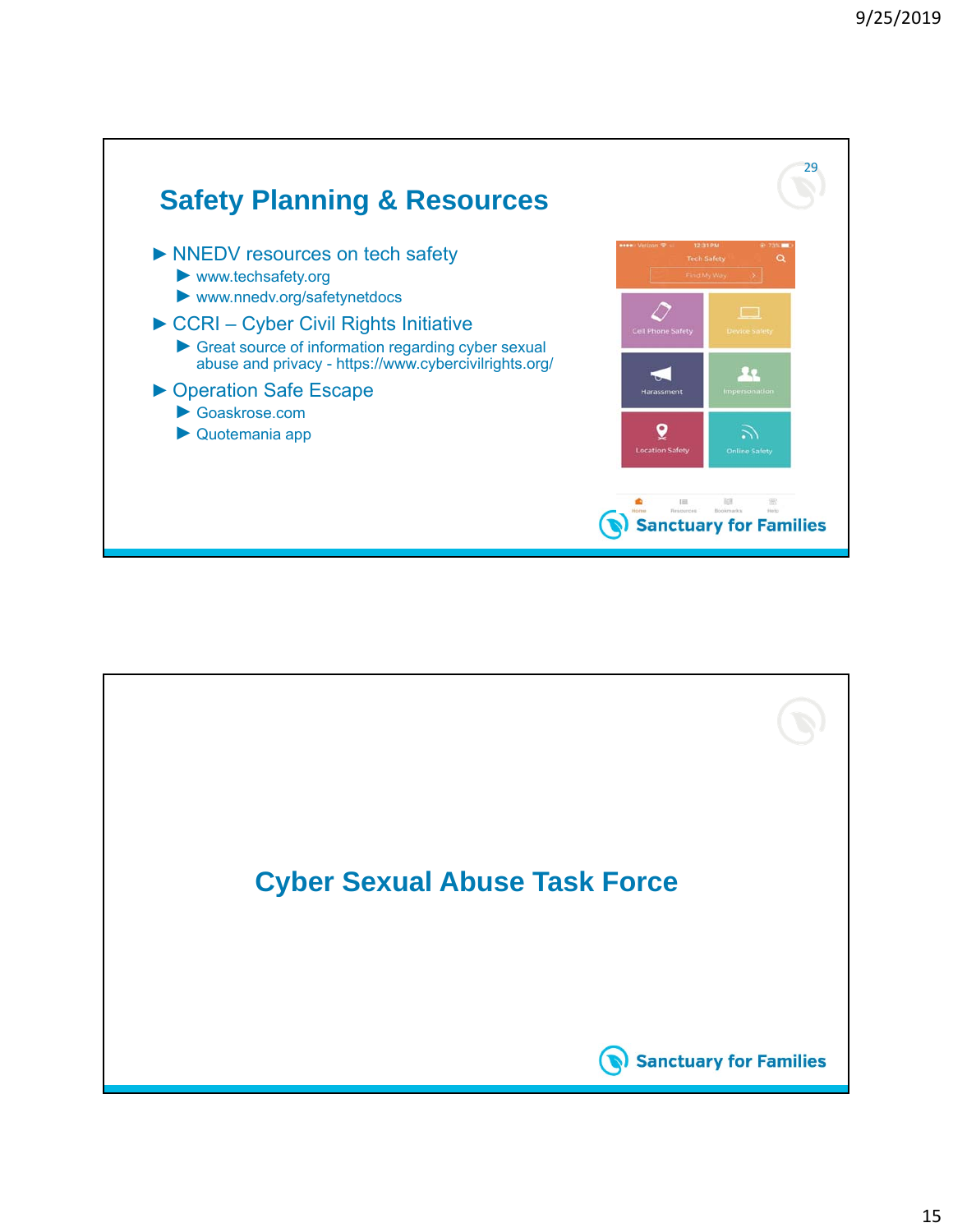## Safety Planning & Resources

- NNEDV resources on tech safety
  - www.techsafety.org
  - www.nnedv.org/safetynetdocs
- CCRI – Cyber Civil Rights Initiative
  - Great source of information regarding cyber sexual abuse and privacy - https://www.cybercivilrights.org/
- Operation Safe Escape
  - Goaskrose.com
  - Quotemania app

Sanctuary for Families

## Cyber Sexual Abuse Task Force

Sanctuary for Families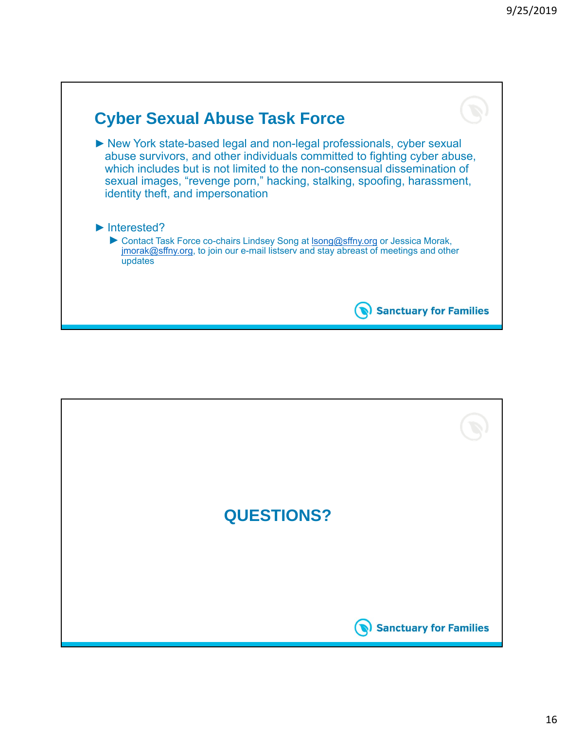## Cyber Sexual Abuse Task Force

- New York state-based legal and non-legal professionals, cyber sexual abuse survivors, and other individuals committed to fighting cyber abuse, which includes but is not limited to the non-consensual dissemination of sexual images, "revenge porn," hacking, stalking, spoofing, harassment, identity theft, and impersonation

- Interested?
  - Contact Task Force co-chairs Lindsey Song at lsong@sffny.org or Jessica Morak, jmorak@sffny.org, to join our e-mail listserv and stay abreast of meetings and other updates

Sanctuary for Families

## QUESTIONS?

Sanctuary for Families